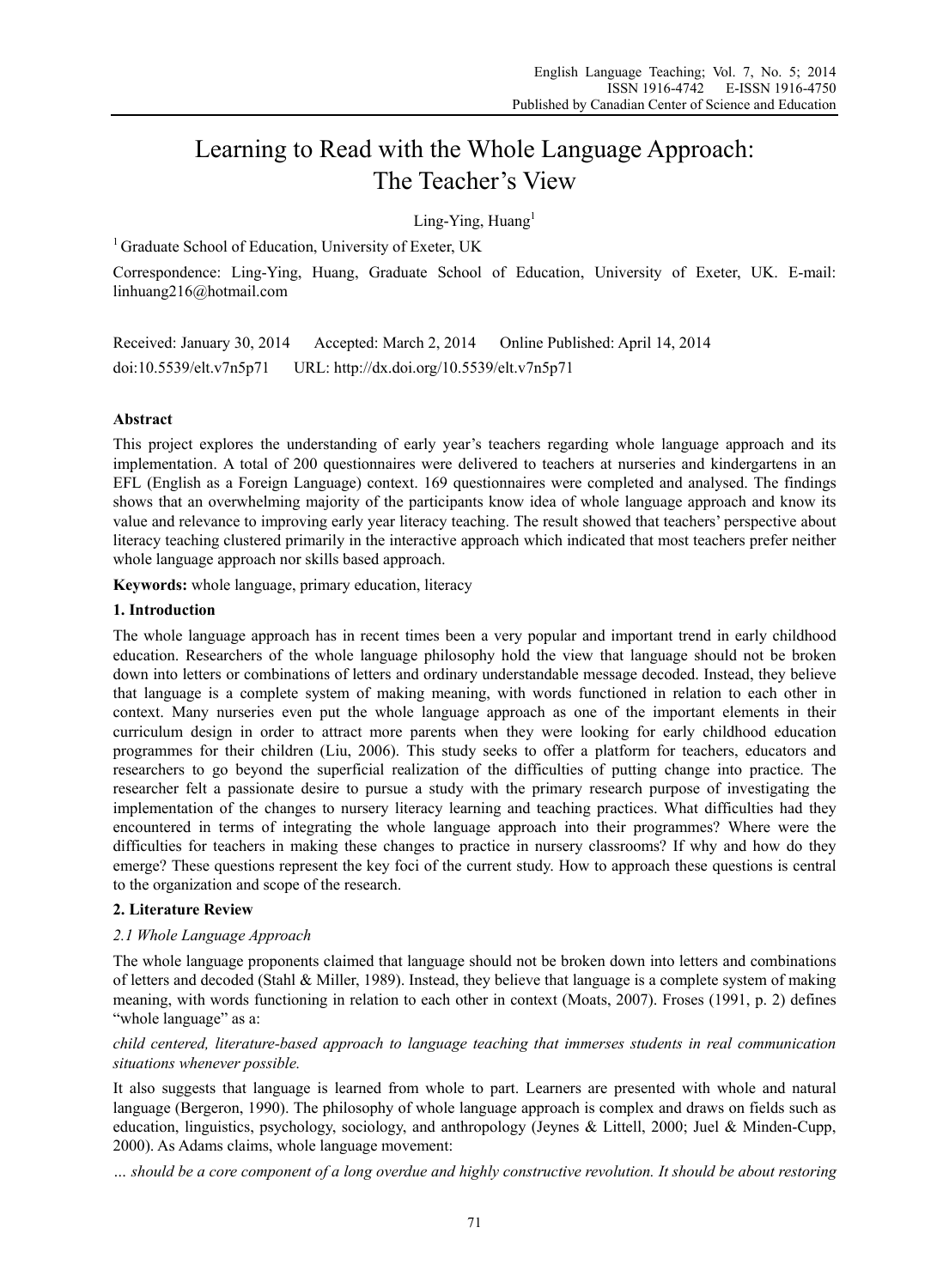# Learning to Read with the Whole Language Approach: The Teacher's View

Ling-Ying, Huang[1]

[1] Graduate School of Education, University of Exeter, UK

Correspondence: Ling-Ying, Huang, Graduate School of Education, University of Exeter, UK. E-mail: linhuang216@hotmail.com

Received: January 30, 2014 Accepted: March 2, 2014 Online Published: April 14, 2014

doi:10.5539/elt.v7n5p71 URL: http://dx.doi.org/10.5539/elt.v7n5p71

**Abstract**

This project explores the understanding of early year's teachers regarding whole language approach and its implementation. A total of 200 questionnaires were delivered to teachers at nurseries and kindergartens in an EFL (English as a Foreign Language) context. 169 questionnaires were completed and analysed. The findings shows that an overwhelming majority of the participants know idea of whole language approach and know its value and relevance to improving early year literacy teaching. The result showed that teachers' perspective about literacy teaching clustered primarily in the interactive approach which indicated that most teachers prefer neither whole language approach nor skills based approach.

**Keywords:** whole language, primary education, literacy

## 1. Introduction

The whole language approach has in recent times been a very popular and important trend in early childhood education. Researchers of the whole language philosophy hold the view that language should not be broken down into letters or combinations of letters and ordinary understandable message decoded. Instead, they believe that language is a complete system of making meaning, with words functioned in relation to each other in context. Many nurseries even put the whole language approach as one of the important elements in their curriculum design in order to attract more parents when they were looking for early childhood education programmes for their children (Liu, 2006). This study seeks to offer a platform for teachers, educators and researchers to go beyond the superficial realization of the difficulties of putting change into practice. The researcher felt a passionate desire to pursue a study with the primary research purpose of investigating the implementation of the changes to nursery literacy learning and teaching practices. What difficulties had they encountered in terms of integrating the whole language approach into their programmes? Where were the difficulties for teachers in making these changes to practice in nursery classrooms? If why and how do they emerge? These questions represent the key foci of the current study. How to approach these questions is central to the organization and scope of the research.

## 2. Literature Review

### *2.1 Whole Language Approach*

The whole language proponents claimed that language should not be broken down into letters and combinations of letters and decoded (Stahl & Miller, 1989). Instead, they believe that language is a complete system of making meaning, with words functioning in relation to each other in context (Moats, 2007). Froses (1991, p. 2) defines "whole language" as a:

*child centered, literature-based approach to language teaching that immerses students in real communication situations whenever possible.*

It also suggests that language is learned from whole to part. Learners are presented with whole and natural language (Bergeron, 1990). The philosophy of whole language approach is complex and draws on fields such as education, linguistics, psychology, sociology, and anthropology (Jeynes & Littell, 2000; Juel & Minden-Cupp, 2000). As Adams claims, whole language movement:

*… should be a core component of a long overdue and highly constructive revolution. It should be about restoring*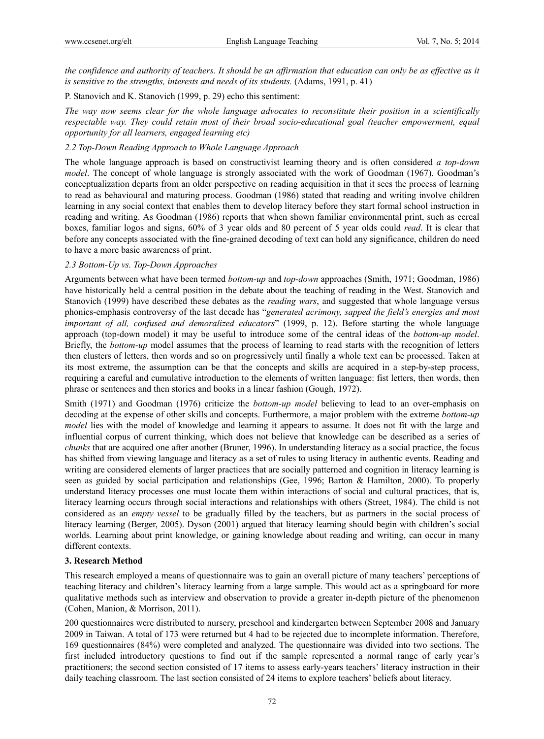*the confidence and authority of teachers. It should be an affirmation that education can only be as effective as it is sensitive to the strengths, interests and needs of its students.* (Adams, 1991, p. 41)

P. Stanovich and K. Stanovich (1999, p. 29) echo this sentiment:

*The way now seems clear for the whole language advocates to reconstitute their position in a scientifically respectable way. They could retain most of their broad socio-educational goal (teacher empowerment, equal opportunity for all learners, engaged learning etc)*

### *2.2 Top-Down Reading Approach to Whole Language Approach*

The whole language approach is based on constructivist learning theory and is often considered *a top-down model*. The concept of whole language is strongly associated with the work of Goodman (1967). Goodman's conceptualization departs from an older perspective on reading acquisition in that it sees the process of learning to read as behavioural and maturing process. Goodman (1986) stated that reading and writing involve children learning in any social context that enables them to develop literacy before they start formal school instruction in reading and writing. As Goodman (1986) reports that when shown familiar environmental print, such as cereal boxes, familiar logos and signs, 60% of 3 year olds and 80 percent of 5 year olds could *read*. It is clear that before any concepts associated with the fine-grained decoding of text can hold any significance, children do need to have a more basic awareness of print.

### *2.3 Bottom-Up vs. Top-Down Approaches*

Arguments between what have been termed *bottom-up* and *top-down* approaches (Smith, 1971; Goodman, 1986) have historically held a central position in the debate about the teaching of reading in the West. Stanovich and Stanovich (1999) have described these debates as the *reading wars*, and suggested that whole language versus phonics-emphasis controversy of the last decade has "*generated acrimony, sapped the field's energies and most important of all, confused and demoralized educators*" (1999, p. 12). Before starting the whole language approach (top-down model) it may be useful to introduce some of the central ideas of the *bottom-up model*. Briefly, the *bottom-up* model assumes that the process of learning to read starts with the recognition of letters then clusters of letters, then words and so on progressively until finally a whole text can be processed. Taken at its most extreme, the assumption can be that the concepts and skills are acquired in a step-by-step process, requiring a careful and cumulative introduction to the elements of written language: fist letters, then words, then phrase or sentences and then stories and books in a linear fashion (Gough, 1972).

Smith (1971) and Goodman (1976) criticize the *bottom-up model* believing to lead to an over-emphasis on decoding at the expense of other skills and concepts. Furthermore, a major problem with the extreme *bottom-up model* lies with the model of knowledge and learning it appears to assume. It does not fit with the large and influential corpus of current thinking, which does not believe that knowledge can be described as a series of *chunks* that are acquired one after another (Bruner, 1996). In understanding literacy as a social practice, the focus has shifted from viewing language and literacy as a set of rules to using literacy in authentic events. Reading and writing are considered elements of larger practices that are socially patterned and cognition in literacy learning is seen as guided by social participation and relationships (Gee, 1996; Barton & Hamilton, 2000). To properly understand literacy processes one must locate them within interactions of social and cultural practices, that is, literacy learning occurs through social interactions and relationships with others (Street, 1984). The child is not considered as an *empty vessel* to be gradually filled by the teachers, but as partners in the social process of literacy learning (Berger, 2005). Dyson (2001) argued that literacy learning should begin with children's social worlds. Learning about print knowledge, or gaining knowledge about reading and writing, can occur in many different contexts.

## **3. Research Method**

This research employed a means of questionnaire was to gain an overall picture of many teachers' perceptions of teaching literacy and children's literacy learning from a large sample. This would act as a springboard for more qualitative methods such as interview and observation to provide a greater in-depth picture of the phenomenon (Cohen, Manion, & Morrison, 2011).

200 questionnaires were distributed to nursery, preschool and kindergarten between September 2008 and January 2009 in Taiwan. A total of 173 were returned but 4 had to be rejected due to incomplete information. Therefore, 169 questionnaires (84%) were completed and analyzed. The questionnaire was divided into two sections. The first included introductory questions to find out if the sample represented a normal range of early year's practitioners; the second section consisted of 17 items to assess early-years teachers' literacy instruction in their daily teaching classroom. The last section consisted of 24 items to explore teachers' beliefs about literacy.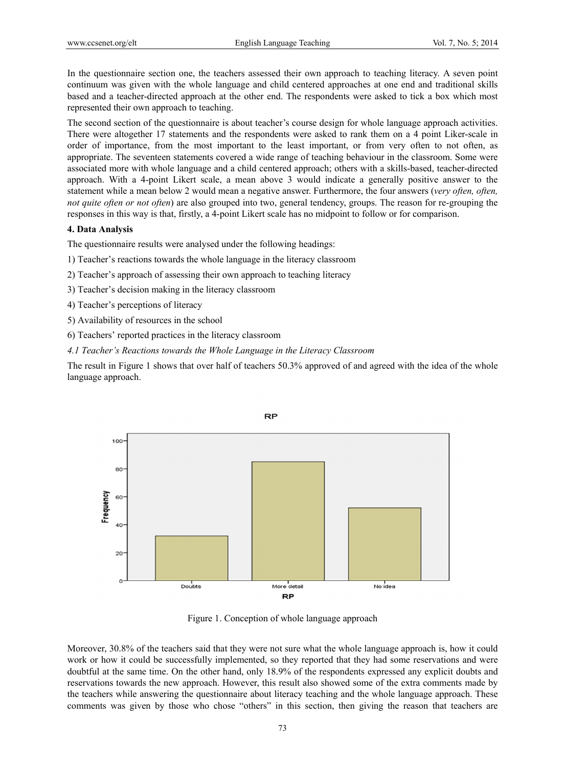In the questionnaire section one, the teachers assessed their own approach to teaching literacy. A seven point continuum was given with the whole language and child centered approaches at one end and traditional skills based and a teacher-directed approach at the other end. The respondents were asked to tick a box which most represented their own approach to teaching.

The second section of the questionnaire is about teacher's course design for whole language approach activities. There were altogether 17 statements and the respondents were asked to rank them on a 4 point Liker-scale in order of importance, from the most important to the least important, or from very often to not often, as appropriate. The seventeen statements covered a wide range of teaching behaviour in the classroom. Some were associated more with whole language and a child centered approach; others with a skills-based, teacher-directed approach. With a 4-point Likert scale, a mean above 3 would indicate a generally positive answer to the statement while a mean below 2 would mean a negative answer. Furthermore, the four answers (*very often, often, not quite often or not often*) are also grouped into two, general tendency, groups. The reason for re-grouping the responses in this way is that, firstly, a 4-point Likert scale has no midpoint to follow or for comparison.

## 4. Data Analysis

The questionnaire results were analysed under the following headings:

1) Teacher's reactions towards the whole language in the literacy classroom

2) Teacher's approach of assessing their own approach to teaching literacy

3) Teacher's decision making in the literacy classroom

4) Teacher's perceptions of literacy

5) Availability of resources in the school

6) Teachers' reported practices in the literacy classroom

### *4.1 Teacher's Reactions towards the Whole Language in the Literacy Classroom*

The result in Figure 1 shows that over half of teachers 50.3% approved of and agreed with the idea of the whole language approach.

Figure 1. Conception of whole language approach

Moreover, 30.8% of the teachers said that they were not sure what the whole language approach is, how it could work or how it could be successfully implemented, so they reported that they had some reservations and were doubtful at the same time. On the other hand, only 18.9% of the respondents expressed any explicit doubts and reservations towards the new approach. However, this result also showed some of the extra comments made by the teachers while answering the questionnaire about literacy teaching and the whole language approach. These comments was given by those who chose "others" in this section, then giving the reason that teachers are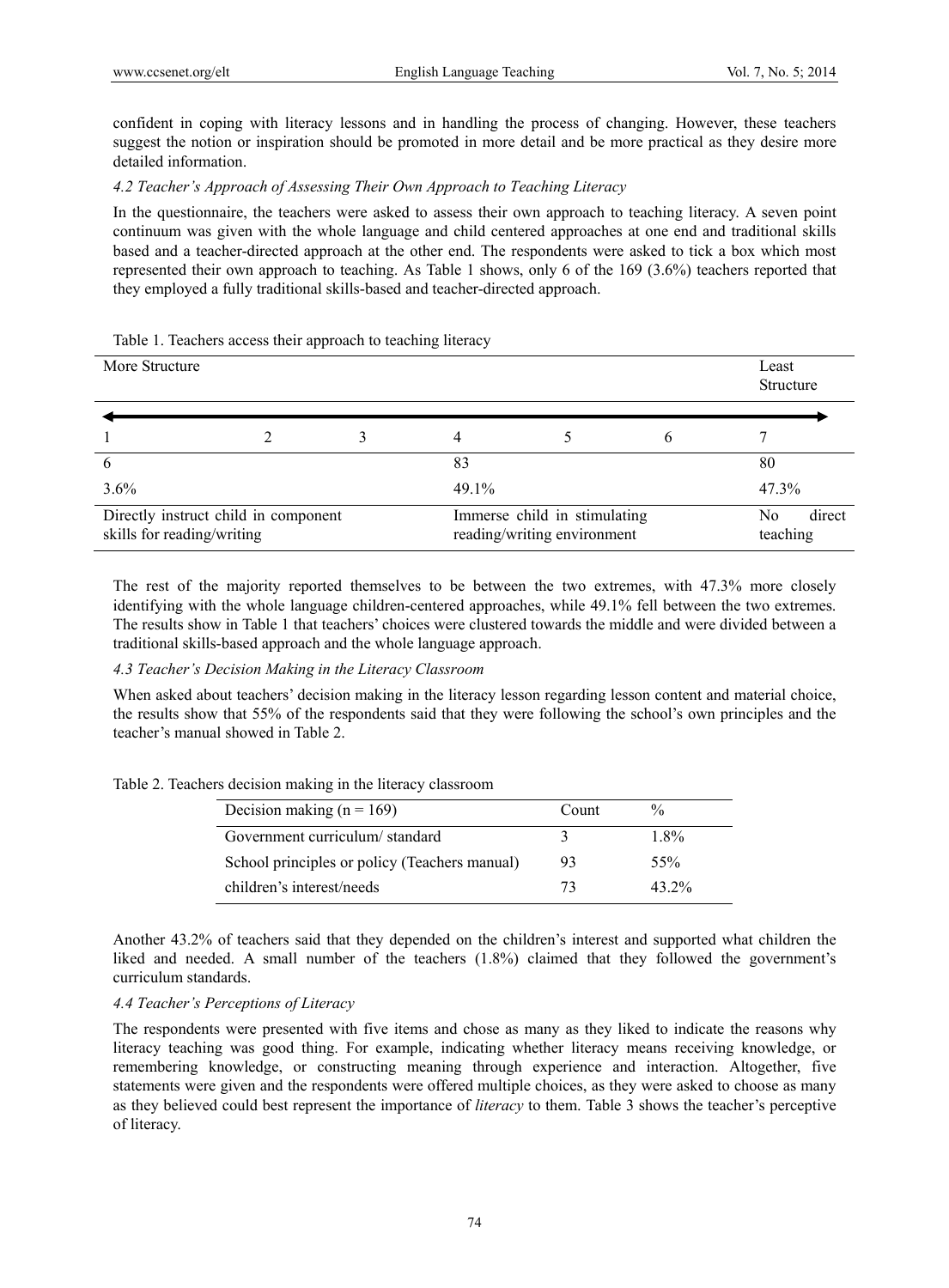confident in coping with literacy lessons and in handling the process of changing. However, these teachers suggest the notion or inspiration should be promoted in more detail and be more practical as they desire more detailed information.

### *4.2 Teacher's Approach of Assessing Their Own Approach to Teaching Literacy*

In the questionnaire, the teachers were asked to assess their own approach to teaching literacy. A seven point continuum was given with the whole language and child centered approaches at one end and traditional skills based and a teacher-directed approach at the other end. The respondents were asked to tick a box which most represented their own approach to teaching. As Table 1 shows, only 6 of the 169 (3.6%) teachers reported that they employed a fully traditional skills-based and teacher-directed approach.

Table 1. Teachers access their approach to teaching literacy

| More Structure | | | | | | Least Structure |
|---|---|---|---|---|---|---|
| 1 | 2 | 3 | 4 | 5 | 6 | 7 |
| 6 | | | 83 | | | 80 |
| 3.6% | | | 49.1% | | | 47.3% |
| Directly instruct child in component skills for reading/writing | | | Immerse child in stimulating reading/writing environment | | | No direct teaching |

The rest of the majority reported themselves to be between the two extremes, with 47.3% more closely identifying with the whole language children-centered approaches, while 49.1% fell between the two extremes. The results show in Table 1 that teachers' choices were clustered towards the middle and were divided between a traditional skills-based approach and the whole language approach.

### *4.3 Teacher's Decision Making in the Literacy Classroom*

When asked about teachers' decision making in the literacy lesson regarding lesson content and material choice, the results show that 55% of the respondents said that they were following the school's own principles and the teacher's manual showed in Table 2.

Table 2. Teachers decision making in the literacy classroom

| Decision making (n = 169) | Count | % |
|---|---|---|
| Government curriculum/ standard | 3 | 1.8% |
| School principles or policy (Teachers manual) | 93 | 55% |
| children's interest/needs | 73 | 43.2% |

Another 43.2% of teachers said that they depended on the children's interest and supported what children the liked and needed. A small number of the teachers (1.8%) claimed that they followed the government's curriculum standards.

### *4.4 Teacher's Perceptions of Literacy*

The respondents were presented with five items and chose as many as they liked to indicate the reasons why literacy teaching was good thing. For example, indicating whether literacy means receiving knowledge, or remembering knowledge, or constructing meaning through experience and interaction. Altogether, five statements were given and the respondents were offered multiple choices, as they were asked to choose as many as they believed could best represent the importance of *literacy* to them. Table 3 shows the teacher's perceptive of literacy.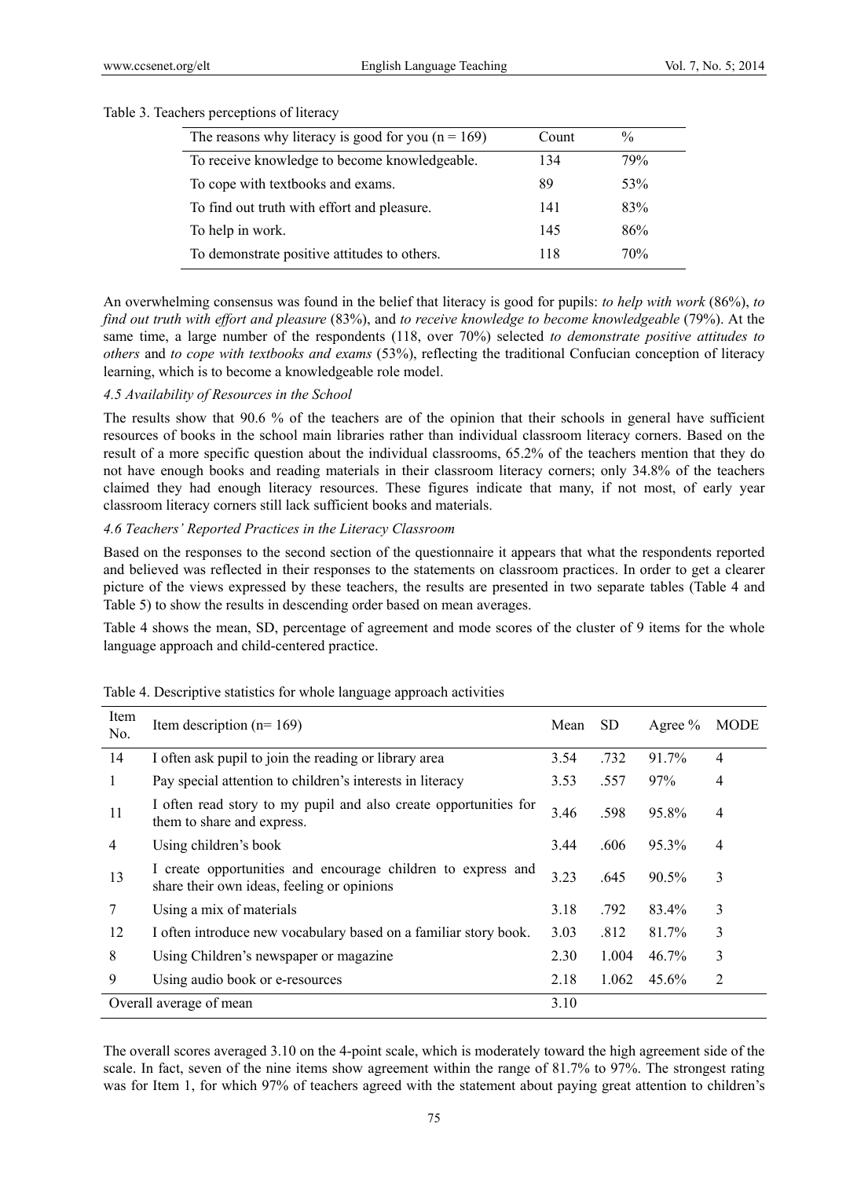Table 3. Teachers perceptions of literacy

| The reasons why literacy is good for you (n = 169) | Count | % |
|---|---|---|
| To receive knowledge to become knowledgeable. | 134 | 79% |
| To cope with textbooks and exams. | 89 | 53% |
| To find out truth with effort and pleasure. | 141 | 83% |
| To help in work. | 145 | 86% |
| To demonstrate positive attitudes to others. | 118 | 70% |

An overwhelming consensus was found in the belief that literacy is good for pupils: *to help with work* (86%), *to find out truth with effort and pleasure* (83%), and *to receive knowledge to become knowledgeable* (79%). At the same time, a large number of the respondents (118, over 70%) selected *to demonstrate positive attitudes to others* and *to cope with textbooks and exams* (53%), reflecting the traditional Confucian conception of literacy learning, which is to become a knowledgeable role model.

### *4.5 Availability of Resources in the School*

The results show that 90.6 % of the teachers are of the opinion that their schools in general have sufficient resources of books in the school main libraries rather than individual classroom literacy corners. Based on the result of a more specific question about the individual classrooms, 65.2% of the teachers mention that they do not have enough books and reading materials in their classroom literacy corners; only 34.8% of the teachers claimed they had enough literacy resources. These figures indicate that many, if not most, of early year classroom literacy corners still lack sufficient books and materials.

### *4.6 Teachers' Reported Practices in the Literacy Classroom*

Based on the responses to the second section of the questionnaire it appears that what the respondents reported and believed was reflected in their responses to the statements on classroom practices. In order to get a clearer picture of the views expressed by these teachers, the results are presented in two separate tables (Table 4 and Table 5) to show the results in descending order based on mean averages.

Table 4 shows the mean, SD, percentage of agreement and mode scores of the cluster of 9 items for the whole language approach and child-centered practice.

Table 4. Descriptive statistics for whole language approach activities

| Item No. | Item description (n= 169) | Mean | SD | Agree % | MODE |
|---|---|---|---|---|---|
| 14 | I often ask pupil to join the reading or library area | 3.54 | .732 | 91.7% | 4 |
| 1 | Pay special attention to children's interests in literacy | 3.53 | .557 | 97% | 4 |
| 11 | I often read story to my pupil and also create opportunities for them to share and express. | 3.46 | .598 | 95.8% | 4 |
| 4 | Using children's book | 3.44 | .606 | 95.3% | 4 |
| 13 | I create opportunities and encourage children to express and share their own ideas, feeling or opinions | 3.23 | .645 | 90.5% | 3 |
| 7 | Using a mix of materials | 3.18 | .792 | 83.4% | 3 |
| 12 | I often introduce new vocabulary based on a familiar story book. | 3.03 | .812 | 81.7% | 3 |
| 8 | Using Children's newspaper or magazine | 2.30 | 1.004 | 46.7% | 3 |
| 9 | Using audio book or e-resources | 2.18 | 1.062 | 45.6% | 2 |
| Overall average of mean | | 3.10 | | | |

The overall scores averaged 3.10 on the 4-point scale, which is moderately toward the high agreement side of the scale. In fact, seven of the nine items show agreement within the range of 81.7% to 97%. The strongest rating was for Item 1, for which 97% of teachers agreed with the statement about paying great attention to children's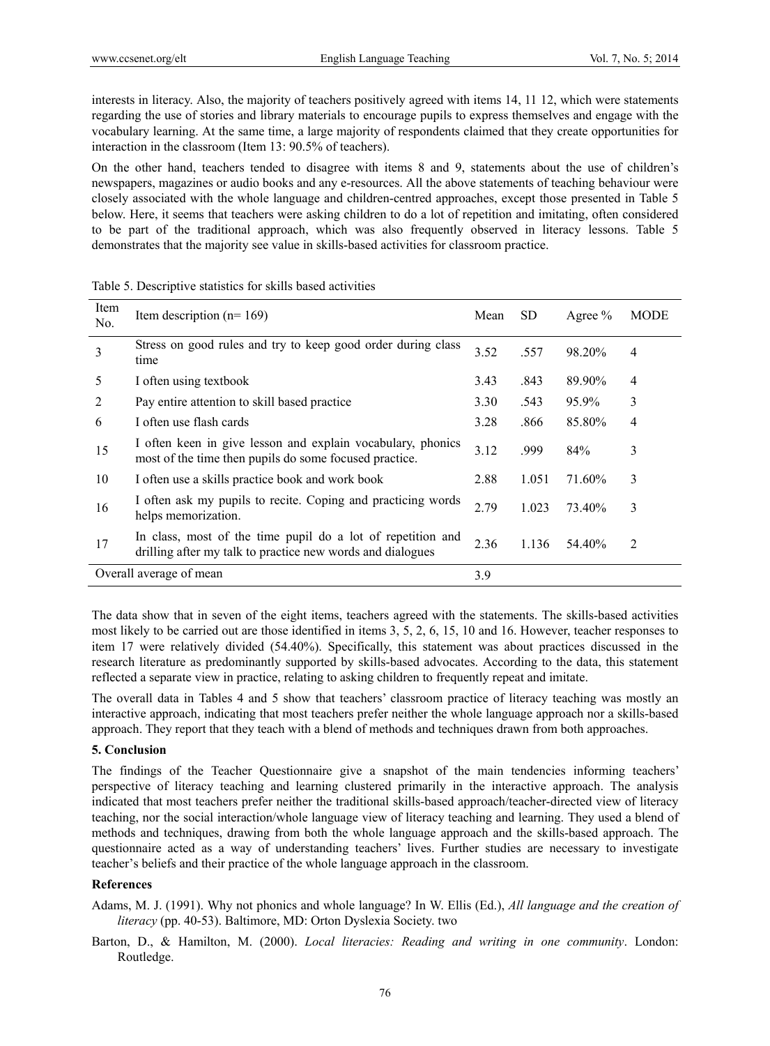interests in literacy. Also, the majority of teachers positively agreed with items 14, 11 12, which were statements regarding the use of stories and library materials to encourage pupils to express themselves and engage with the vocabulary learning. At the same time, a large majority of respondents claimed that they create opportunities for interaction in the classroom (Item 13: 90.5% of teachers).

On the other hand, teachers tended to disagree with items 8 and 9, statements about the use of children's newspapers, magazines or audio books and any e-resources. All the above statements of teaching behaviour were closely associated with the whole language and children-centred approaches, except those presented in Table 5 below. Here, it seems that teachers were asking children to do a lot of repetition and imitating, often considered to be part of the traditional approach, which was also frequently observed in literacy lessons. Table 5 demonstrates that the majority see value in skills-based activities for classroom practice.

Table 5. Descriptive statistics for skills based activities

| Item No. | Item description (n= 169) | Mean | SD | Agree % | MODE |
|---|---|---|---|---|---|
| 3 | Stress on good rules and try to keep good order during class time | 3.52 | .557 | 98.20% | 4 |
| 5 | I often using textbook | 3.43 | .843 | 89.90% | 4 |
| 2 | Pay entire attention to skill based practice | 3.30 | .543 | 95.9% | 3 |
| 6 | I often use flash cards | 3.28 | .866 | 85.80% | 4 |
| 15 | I often keen in give lesson and explain vocabulary, phonics most of the time then pupils do some focused practice. | 3.12 | .999 | 84% | 3 |
| 10 | I often use a skills practice book and work book | 2.88 | 1.051 | 71.60% | 3 |
| 16 | I often ask my pupils to recite. Coping and practicing words helps memorization. | 2.79 | 1.023 | 73.40% | 3 |
| 17 | In class, most of the time pupil do a lot of repetition and drilling after my talk to practice new words and dialogues | 2.36 | 1.136 | 54.40% | 2 |
| Overall average of mean | | 3.9 | | | |

The data show that in seven of the eight items, teachers agreed with the statements. The skills-based activities most likely to be carried out are those identified in items 3, 5, 2, 6, 15, 10 and 16. However, teacher responses to item 17 were relatively divided (54.40%). Specifically, this statement was about practices discussed in the research literature as predominantly supported by skills-based advocates. According to the data, this statement reflected a separate view in practice, relating to asking children to frequently repeat and imitate.

The overall data in Tables 4 and 5 show that teachers' classroom practice of literacy teaching was mostly an interactive approach, indicating that most teachers prefer neither the whole language approach nor a skills-based approach. They report that they teach with a blend of methods and techniques drawn from both approaches.

## 5. Conclusion

The findings of the Teacher Questionnaire give a snapshot of the main tendencies informing teachers' perspective of literacy teaching and learning clustered primarily in the interactive approach. The analysis indicated that most teachers prefer neither the traditional skills-based approach/teacher-directed view of literacy teaching, nor the social interaction/whole language view of literacy teaching and learning. They used a blend of methods and techniques, drawing from both the whole language approach and the skills-based approach. The questionnaire acted as a way of understanding teachers' lives. Further studies are necessary to investigate teacher's beliefs and their practice of the whole language approach in the classroom.

## References

Adams, M. J. (1991). Why not phonics and whole language? In W. Ellis (Ed.), *All language and the creation of literacy* (pp. 40-53). Baltimore, MD: Orton Dyslexia Society. two

Barton, D., & Hamilton, M. (2000). *Local literacies: Reading and writing in one community*. London: Routledge.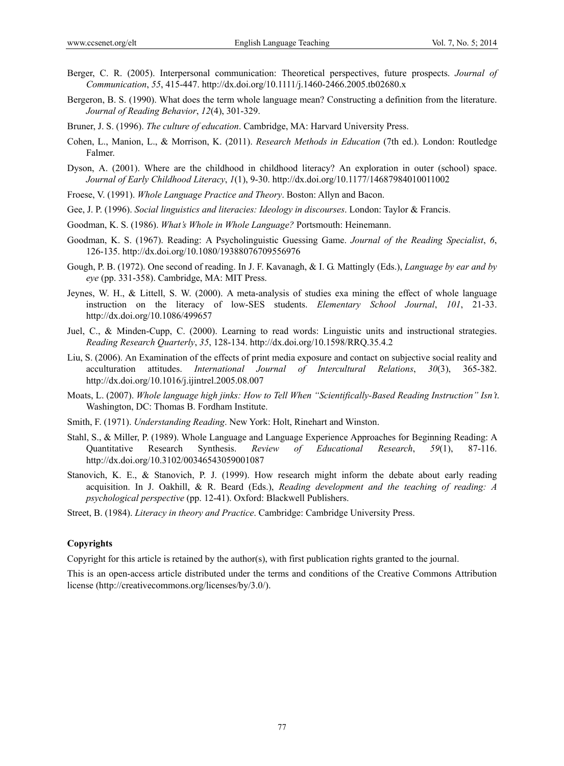Berger, C. R. (2005). Interpersonal communication: Theoretical perspectives, future prospects. *Journal of Communication*, *55*, 415-447. http://dx.doi.org/10.1111/j.1460-2466.2005.tb02680.x

Bergeron, B. S. (1990). What does the term whole language mean? Constructing a definition from the literature. *Journal of Reading Behavior*, *12*(4), 301-329.

Bruner, J. S. (1996). *The culture of education*. Cambridge, MA: Harvard University Press.

Cohen, L., Manion, L., & Morrison, K. (2011). *Research Methods in Education* (7th ed.). London: Routledge Falmer.

Dyson, A. (2001). Where are the childhood in childhood literacy? An exploration in outer (school) space. *Journal of Early Childhood Literacy*, *1*(1), 9-30. http://dx.doi.org/10.1177/14687984010011002

Froese, V. (1991). *Whole Language Practice and Theory*. Boston: Allyn and Bacon.

Gee, J. P. (1996). *Social linguistics and literacies: Ideology in discourses*. London: Taylor & Francis.

Goodman, K. S. (1986). *What's Whole in Whole Language?* Portsmouth: Heinemann.

Goodman, K. S. (1967). Reading: A Psycholinguistic Guessing Game. *Journal of the Reading Specialist*, *6*, 126-135. http://dx.doi.org/10.1080/19388076709556976

Gough, P. B. (1972). One second of reading. In J. F. Kavanagh, & I. G. Mattingly (Eds.), *Language by ear and by eye* (pp. 331-358). Cambridge, MA: MIT Press.

Jeynes, W. H., & Littell, S. W. (2000). A meta-analysis of studies exa mining the effect of whole language instruction on the literacy of low-SES students. *Elementary School Journal*, *101*, 21-33. http://dx.doi.org/10.1086/499657

Juel, C., & Minden-Cupp, C. (2000). Learning to read words: Linguistic units and instructional strategies. *Reading Research Quarterly*, *35*, 128-134. http://dx.doi.org/10.1598/RRQ.35.4.2

Liu, S. (2006). An Examination of the effects of print media exposure and contact on subjective social reality and acculturation attitudes. *International Journal of Intercultural Relations*, *30*(3), 365-382. http://dx.doi.org/10.1016/j.ijintrel.2005.08.007

Moats, L. (2007). *Whole language high jinks: How to Tell When "Scientifically-Based Reading Instruction" Isn't*. Washington, DC: Thomas B. Fordham Institute.

Smith, F. (1971). *Understanding Reading*. New York: Holt, Rinehart and Winston.

Stahl, S., & Miller, P. (1989). Whole Language and Language Experience Approaches for Beginning Reading: A Quantitative Research Synthesis. *Review of Educational Research*, *59*(1), 87-116. http://dx.doi.org/10.3102/00346543059001087

Stanovich, K. E., & Stanovich, P. J. (1999). How research might inform the debate about early reading acquisition. In J. Oakhill, & R. Beard (Eds.), *Reading development and the teaching of reading: A psychological perspective* (pp. 12-41). Oxford: Blackwell Publishers.

Street, B. (1984). *Literacy in theory and Practice*. Cambridge: Cambridge University Press.

**Copyrights**

Copyright for this article is retained by the author(s), with first publication rights granted to the journal.

This is an open-access article distributed under the terms and conditions of the Creative Commons Attribution license (http://creativecommons.org/licenses/by/3.0/).